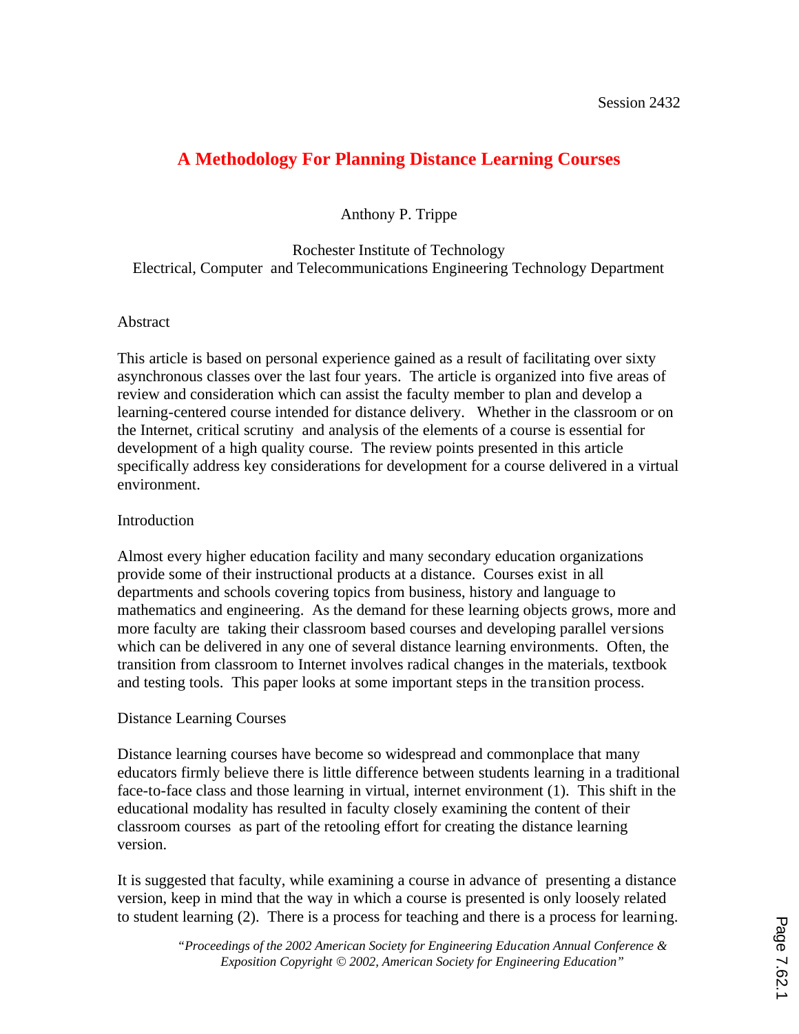Session 2432

# A Methodology For Planning Distance Learning Courses

Anthony P. Trippe

Rochester Institute of Technology
Electrical, Computer and Telecommunications Engineering Technology Department

## Abstract

This article is based on personal experience gained as a result of facilitating over sixty asynchronous classes over the last four years. The article is organized into five areas of review and consideration which can assist the faculty member to plan and develop a learning-centered course intended for distance delivery. Whether in the classroom or on the Internet, critical scrutiny and analysis of the elements of a course is essential for development of a high quality course. The review points presented in this article specifically address key considerations for development for a course delivered in a virtual environment.

## Introduction

Almost every higher education facility and many secondary education organizations provide some of their instructional products at a distance. Courses exist in all departments and schools covering topics from business, history and language to mathematics and engineering. As the demand for these learning objects grows, more and more faculty are taking their classroom based courses and developing parallel versions which can be delivered in any one of several distance learning environments. Often, the transition from classroom to Internet involves radical changes in the materials, textbook and testing tools. This paper looks at some important steps in the transition process.

## Distance Learning Courses

Distance learning courses have become so widespread and commonplace that many educators firmly believe there is little difference between students learning in a traditional face-to-face class and those learning in virtual, internet environment (1). This shift in the educational modality has resulted in faculty closely examining the content of their classroom courses as part of the retooling effort for creating the distance learning version.

It is suggested that faculty, while examining a course in advance of presenting a distance version, keep in mind that the way in which a course is presented is only loosely related to student learning (2). There is a process for teaching and there is a process for learning.

*"Proceedings of the 2002 American Society for Engineering Education Annual Conference & Exposition Copyright © 2002, American Society for Engineering Education"*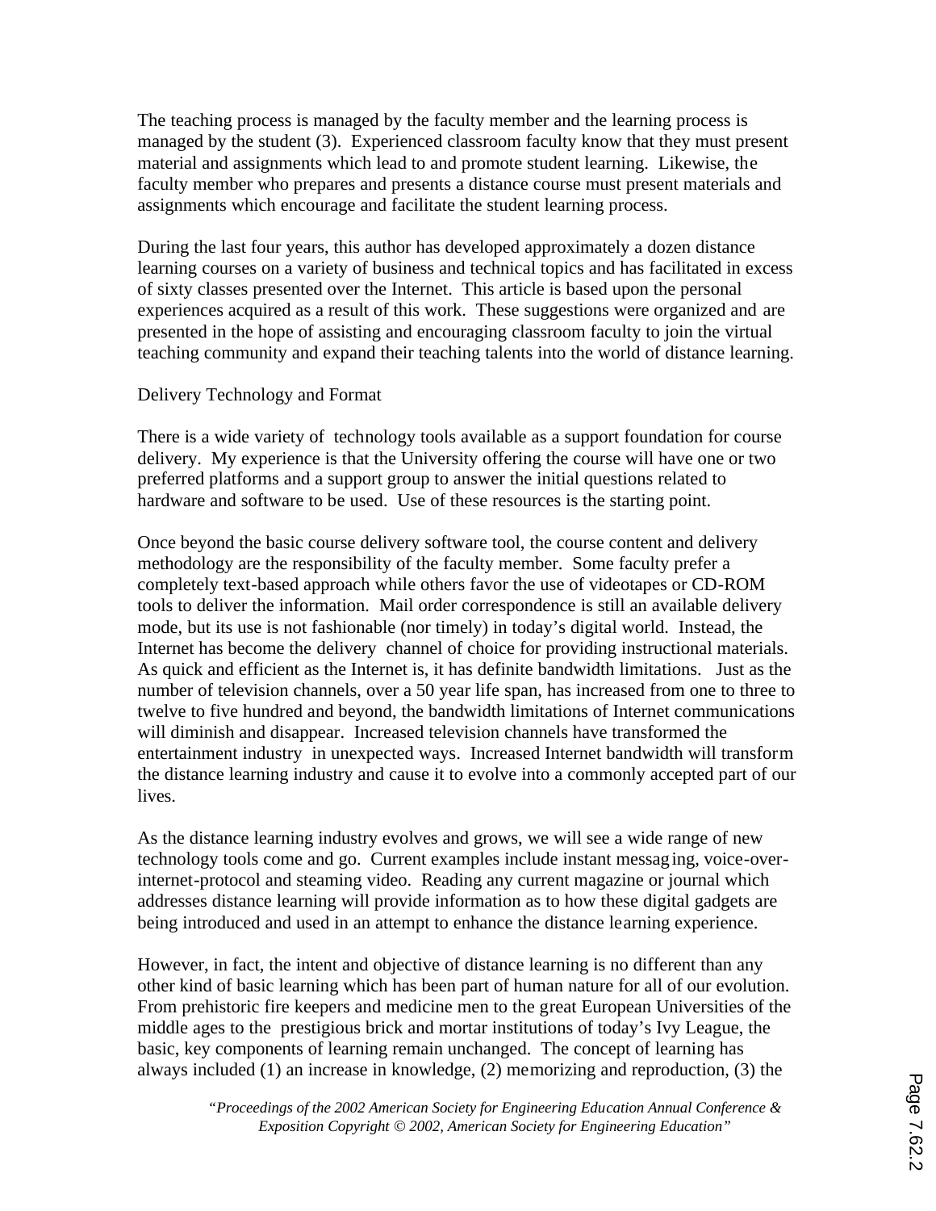The teaching process is managed by the faculty member and the learning process is managed by the student (3). Experienced classroom faculty know that they must present material and assignments which lead to and promote student learning. Likewise, the faculty member who prepares and presents a distance course must present materials and assignments which encourage and facilitate the student learning process.

During the last four years, this author has developed approximately a dozen distance learning courses on a variety of business and technical topics and has facilitated in excess of sixty classes presented over the Internet. This article is based upon the personal experiences acquired as a result of this work. These suggestions were organized and are presented in the hope of assisting and encouraging classroom faculty to join the virtual teaching community and expand their teaching talents into the world of distance learning.

## Delivery Technology and Format

There is a wide variety of technology tools available as a support foundation for course delivery. My experience is that the University offering the course will have one or two preferred platforms and a support group to answer the initial questions related to hardware and software to be used. Use of these resources is the starting point.

Once beyond the basic course delivery software tool, the course content and delivery methodology are the responsibility of the faculty member. Some faculty prefer a completely text-based approach while others favor the use of videotapes or CD-ROM tools to deliver the information. Mail order correspondence is still an available delivery mode, but its use is not fashionable (nor timely) in today's digital world. Instead, the Internet has become the delivery channel of choice for providing instructional materials. As quick and efficient as the Internet is, it has definite bandwidth limitations. Just as the number of television channels, over a 50 year life span, has increased from one to three to twelve to five hundred and beyond, the bandwidth limitations of Internet communications will diminish and disappear. Increased television channels have transformed the entertainment industry in unexpected ways. Increased Internet bandwidth will transform the distance learning industry and cause it to evolve into a commonly accepted part of our lives.

As the distance learning industry evolves and grows, we will see a wide range of new technology tools come and go. Current examples include instant messaging, voice-over-internet-protocol and steaming video. Reading any current magazine or journal which addresses distance learning will provide information as to how these digital gadgets are being introduced and used in an attempt to enhance the distance learning experience.

However, in fact, the intent and objective of distance learning is no different than any other kind of basic learning which has been part of human nature for all of our evolution. From prehistoric fire keepers and medicine men to the great European Universities of the middle ages to the prestigious brick and mortar institutions of today's Ivy League, the basic, key components of learning remain unchanged. The concept of learning has always included (1) an increase in knowledge, (2) memorizing and reproduction, (3) the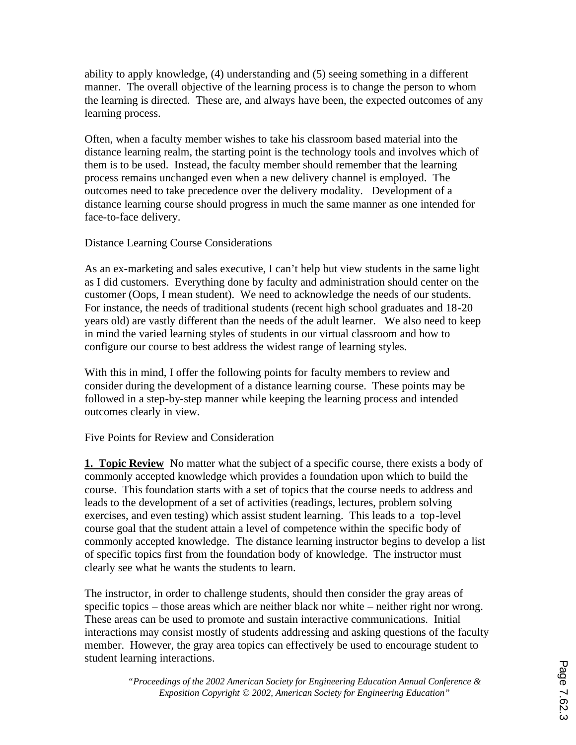ability to apply knowledge, (4) understanding and (5) seeing something in a different manner. The overall objective of the learning process is to change the person to whom the learning is directed. These are, and always have been, the expected outcomes of any learning process.

Often, when a faculty member wishes to take his classroom based material into the distance learning realm, the starting point is the technology tools and involves which of them is to be used. Instead, the faculty member should remember that the learning process remains unchanged even when a new delivery channel is employed. The outcomes need to take precedence over the delivery modality. Development of a distance learning course should progress in much the same manner as one intended for face-to-face delivery.

## Distance Learning Course Considerations

As an ex-marketing and sales executive, I can't help but view students in the same light as I did customers. Everything done by faculty and administration should center on the customer (Oops, I mean student). We need to acknowledge the needs of our students. For instance, the needs of traditional students (recent high school graduates and 18-20 years old) are vastly different than the needs of the adult learner. We also need to keep in mind the varied learning styles of students in our virtual classroom and how to configure our course to best address the widest range of learning styles.

With this in mind, I offer the following points for faculty members to review and consider during the development of a distance learning course. These points may be followed in a step-by-step manner while keeping the learning process and intended outcomes clearly in view.

## Five Points for Review and Consideration

**<u>1. Topic Review</u>** No matter what the subject of a specific course, there exists a body of commonly accepted knowledge which provides a foundation upon which to build the course. This foundation starts with a set of topics that the course needs to address and leads to the development of a set of activities (readings, lectures, problem solving exercises, and even testing) which assist student learning. This leads to a top-level course goal that the student attain a level of competence within the specific body of commonly accepted knowledge. The distance learning instructor begins to develop a list of specific topics first from the foundation body of knowledge. The instructor must clearly see what he wants the students to learn.

The instructor, in order to challenge students, should then consider the gray areas of specific topics – those areas which are neither black nor white – neither right nor wrong. These areas can be used to promote and sustain interactive communications. Initial interactions may consist mostly of students addressing and asking questions of the faculty member. However, the gray area topics can effectively be used to encourage student to student learning interactions.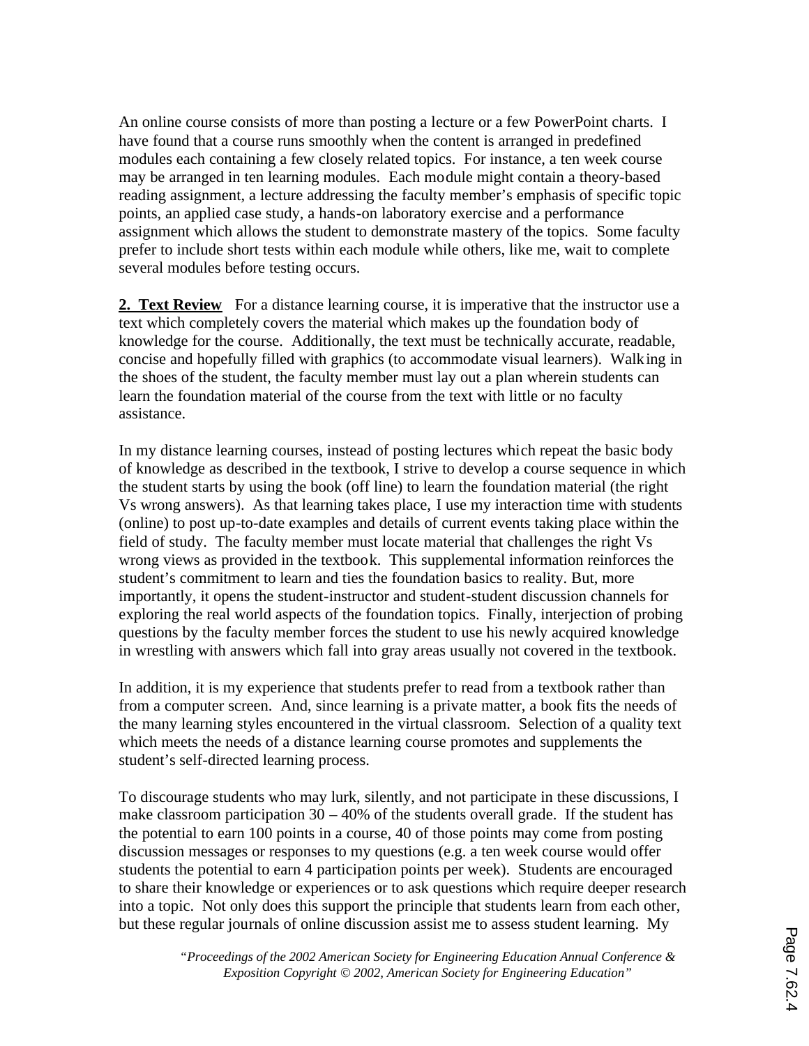An online course consists of more than posting a lecture or a few PowerPoint charts. I have found that a course runs smoothly when the content is arranged in predefined modules each containing a few closely related topics. For instance, a ten week course may be arranged in ten learning modules. Each module might contain a theory-based reading assignment, a lecture addressing the faculty member's emphasis of specific topic points, an applied case study, a hands-on laboratory exercise and a performance assignment which allows the student to demonstrate mastery of the topics. Some faculty prefer to include short tests within each module while others, like me, wait to complete several modules before testing occurs.

**2. Text Review** For a distance learning course, it is imperative that the instructor use a text which completely covers the material which makes up the foundation body of knowledge for the course. Additionally, the text must be technically accurate, readable, concise and hopefully filled with graphics (to accommodate visual learners). Walking in the shoes of the student, the faculty member must lay out a plan wherein students can learn the foundation material of the course from the text with little or no faculty assistance.

In my distance learning courses, instead of posting lectures which repeat the basic body of knowledge as described in the textbook, I strive to develop a course sequence in which the student starts by using the book (off line) to learn the foundation material (the right Vs wrong answers). As that learning takes place, I use my interaction time with students (online) to post up-to-date examples and details of current events taking place within the field of study. The faculty member must locate material that challenges the right Vs wrong views as provided in the textbook. This supplemental information reinforces the student's commitment to learn and ties the foundation basics to reality. But, more importantly, it opens the student-instructor and student-student discussion channels for exploring the real world aspects of the foundation topics. Finally, interjection of probing questions by the faculty member forces the student to use his newly acquired knowledge in wrestling with answers which fall into gray areas usually not covered in the textbook.

In addition, it is my experience that students prefer to read from a textbook rather than from a computer screen. And, since learning is a private matter, a book fits the needs of the many learning styles encountered in the virtual classroom. Selection of a quality text which meets the needs of a distance learning course promotes and supplements the student's self-directed learning process.

To discourage students who may lurk, silently, and not participate in these discussions, I make classroom participation 30 – 40% of the students overall grade. If the student has the potential to earn 100 points in a course, 40 of those points may come from posting discussion messages or responses to my questions (e.g. a ten week course would offer students the potential to earn 4 participation points per week). Students are encouraged to share their knowledge or experiences or to ask questions which require deeper research into a topic. Not only does this support the principle that students learn from each other, but these regular journals of online discussion assist me to assess student learning. My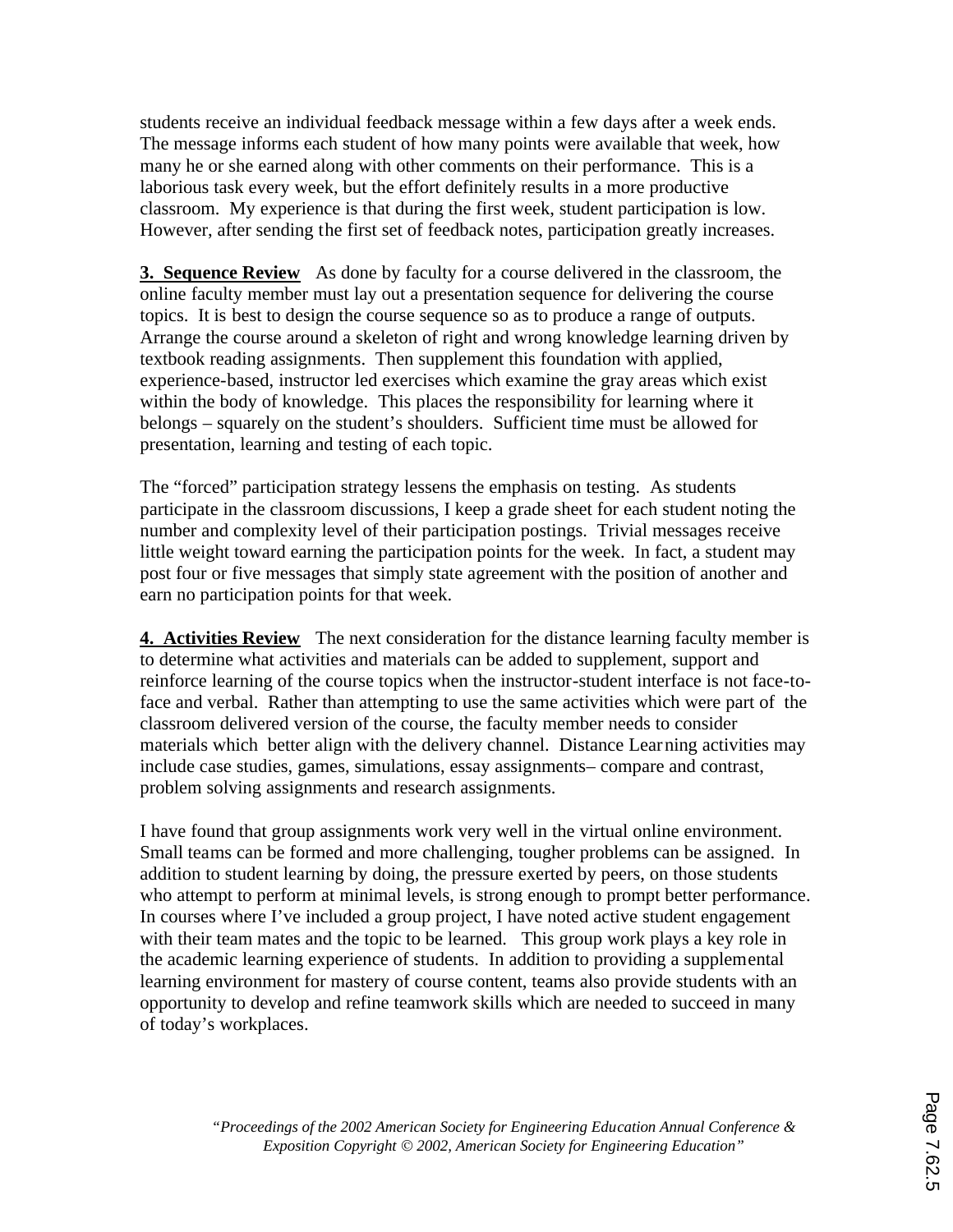students receive an individual feedback message within a few days after a week ends. The message informs each student of how many points were available that week, how many he or she earned along with other comments on their performance. This is a laborious task every week, but the effort definitely results in a more productive classroom. My experience is that during the first week, student participation is low. However, after sending the first set of feedback notes, participation greatly increases.

**3. Sequence Review** As done by faculty for a course delivered in the classroom, the online faculty member must lay out a presentation sequence for delivering the course topics. It is best to design the course sequence so as to produce a range of outputs. Arrange the course around a skeleton of right and wrong knowledge learning driven by textbook reading assignments. Then supplement this foundation with applied, experience-based, instructor led exercises which examine the gray areas which exist within the body of knowledge. This places the responsibility for learning where it belongs – squarely on the student's shoulders. Sufficient time must be allowed for presentation, learning and testing of each topic.

The "forced" participation strategy lessens the emphasis on testing. As students participate in the classroom discussions, I keep a grade sheet for each student noting the number and complexity level of their participation postings. Trivial messages receive little weight toward earning the participation points for the week. In fact, a student may post four or five messages that simply state agreement with the position of another and earn no participation points for that week.

**4. Activities Review** The next consideration for the distance learning faculty member is to determine what activities and materials can be added to supplement, support and reinforce learning of the course topics when the instructor-student interface is not face-to-face and verbal. Rather than attempting to use the same activities which were part of the classroom delivered version of the course, the faculty member needs to consider materials which better align with the delivery channel. Distance Learning activities may include case studies, games, simulations, essay assignments– compare and contrast, problem solving assignments and research assignments.

I have found that group assignments work very well in the virtual online environment. Small teams can be formed and more challenging, tougher problems can be assigned. In addition to student learning by doing, the pressure exerted by peers, on those students who attempt to perform at minimal levels, is strong enough to prompt better performance. In courses where I've included a group project, I have noted active student engagement with their team mates and the topic to be learned. This group work plays a key role in the academic learning experience of students. In addition to providing a supplemental learning environment for mastery of course content, teams also provide students with an opportunity to develop and refine teamwork skills which are needed to succeed in many of today's workplaces.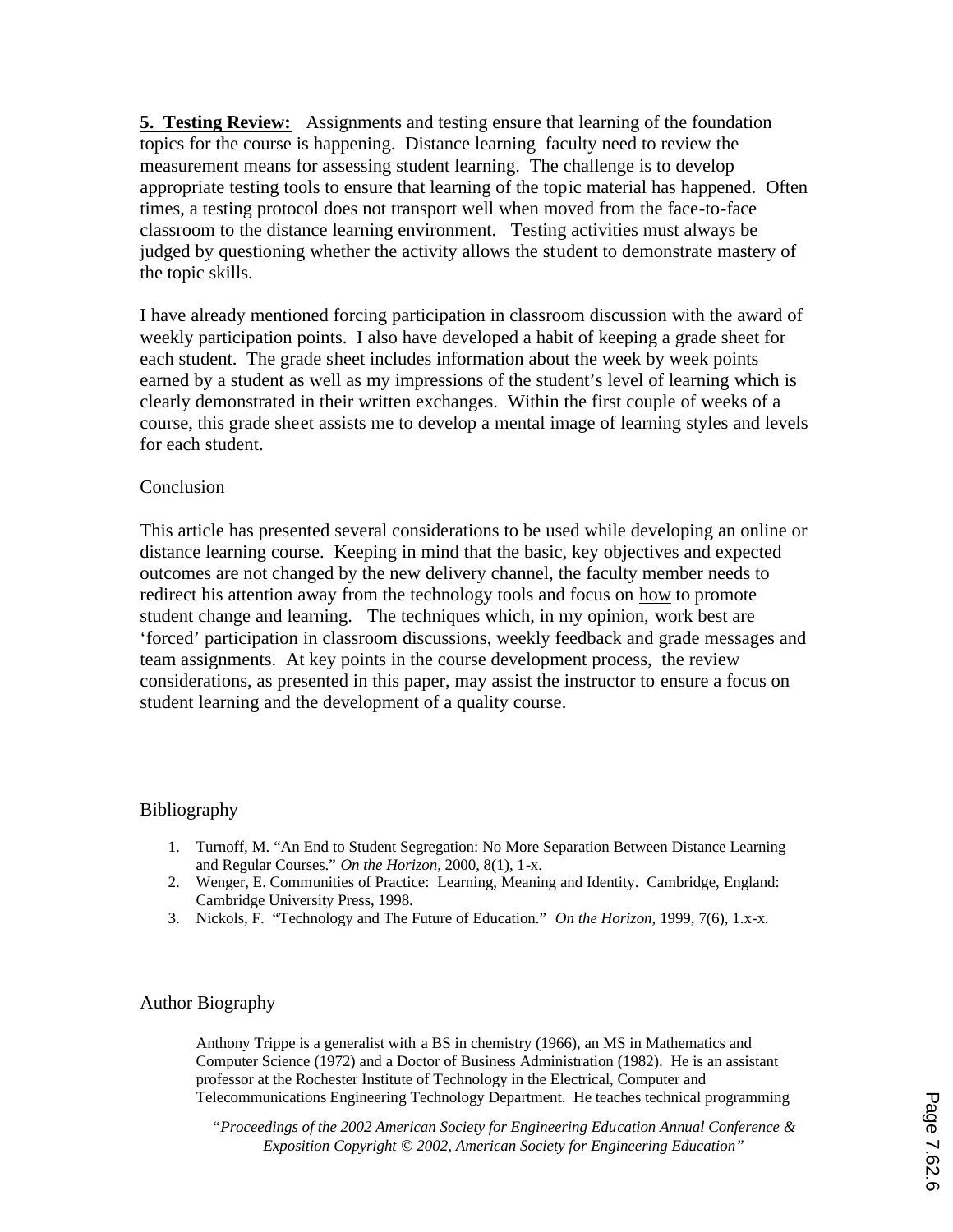**5. Testing Review:** Assignments and testing ensure that learning of the foundation topics for the course is happening. Distance learning faculty need to review the measurement means for assessing student learning. The challenge is to develop appropriate testing tools to ensure that learning of the topic material has happened. Often times, a testing protocol does not transport well when moved from the face-to-face classroom to the distance learning environment. Testing activities must always be judged by questioning whether the activity allows the student to demonstrate mastery of the topic skills.

I have already mentioned forcing participation in classroom discussion with the award of weekly participation points. I also have developed a habit of keeping a grade sheet for each student. The grade sheet includes information about the week by week points earned by a student as well as my impressions of the student's level of learning which is clearly demonstrated in their written exchanges. Within the first couple of weeks of a course, this grade sheet assists me to develop a mental image of learning styles and levels for each student.

## Conclusion

This article has presented several considerations to be used while developing an online or distance learning course. Keeping in mind that the basic, key objectives and expected outcomes are not changed by the new delivery channel, the faculty member needs to redirect his attention away from the technology tools and focus on <u>how</u> to promote student change and learning. The techniques which, in my opinion, work best are 'forced' participation in classroom discussions, weekly feedback and grade messages and team assignments. At key points in the course development process, the review considerations, as presented in this paper, may assist the instructor to ensure a focus on student learning and the development of a quality course.

## Bibliography

1. Turnoff, M. "An End to Student Segregation: No More Separation Between Distance Learning and Regular Courses." *On the Horizon*, 2000, 8(1), 1-x.
2. Wenger, E. Communities of Practice: Learning, Meaning and Identity. Cambridge, England: Cambridge University Press, 1998.
3. Nickols, F. "Technology and The Future of Education." *On the Horizon*, 1999, 7(6), 1.x-x.

## Author Biography

Anthony Trippe is a generalist with a BS in chemistry (1966), an MS in Mathematics and Computer Science (1972) and a Doctor of Business Administration (1982). He is an assistant professor at the Rochester Institute of Technology in the Electrical, Computer and Telecommunications Engineering Technology Department. He teaches technical programming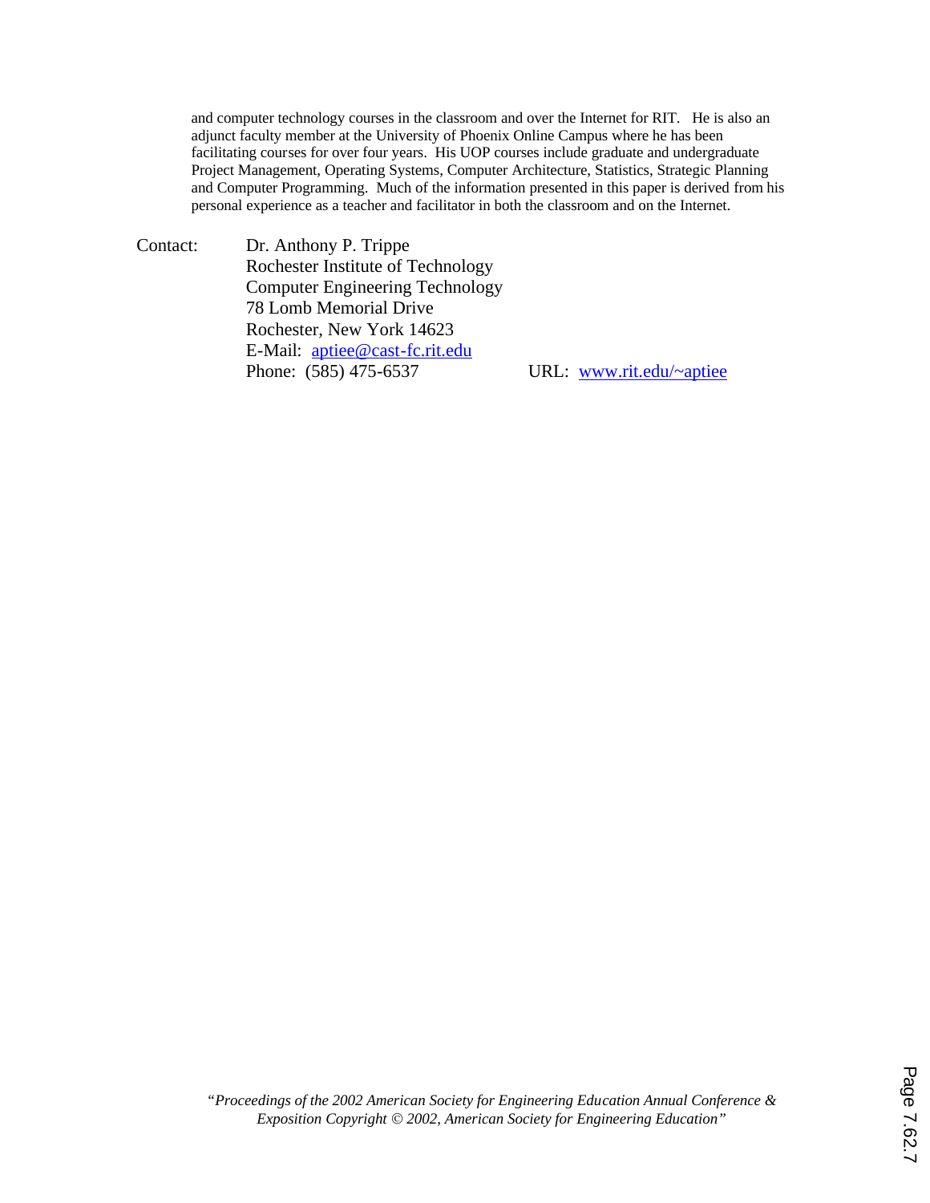and computer technology courses in the classroom and over the Internet for RIT. He is also an adjunct faculty member at the University of Phoenix Online Campus where he has been facilitating courses for over four years. His UOP courses include graduate and undergraduate Project Management, Operating Systems, Computer Architecture, Statistics, Strategic Planning and Computer Programming. Much of the information presented in this paper is derived from his personal experience as a teacher and facilitator in both the classroom and on the Internet.

Contact: Dr. Anthony P. Trippe
Rochester Institute of Technology
Computer Engineering Technology
78 Lomb Memorial Drive
Rochester, New York 14623
E-Mail: aptiee@cast-fc.rit.edu
Phone: (585) 475-6537 URL: www.rit.edu/~aptiee